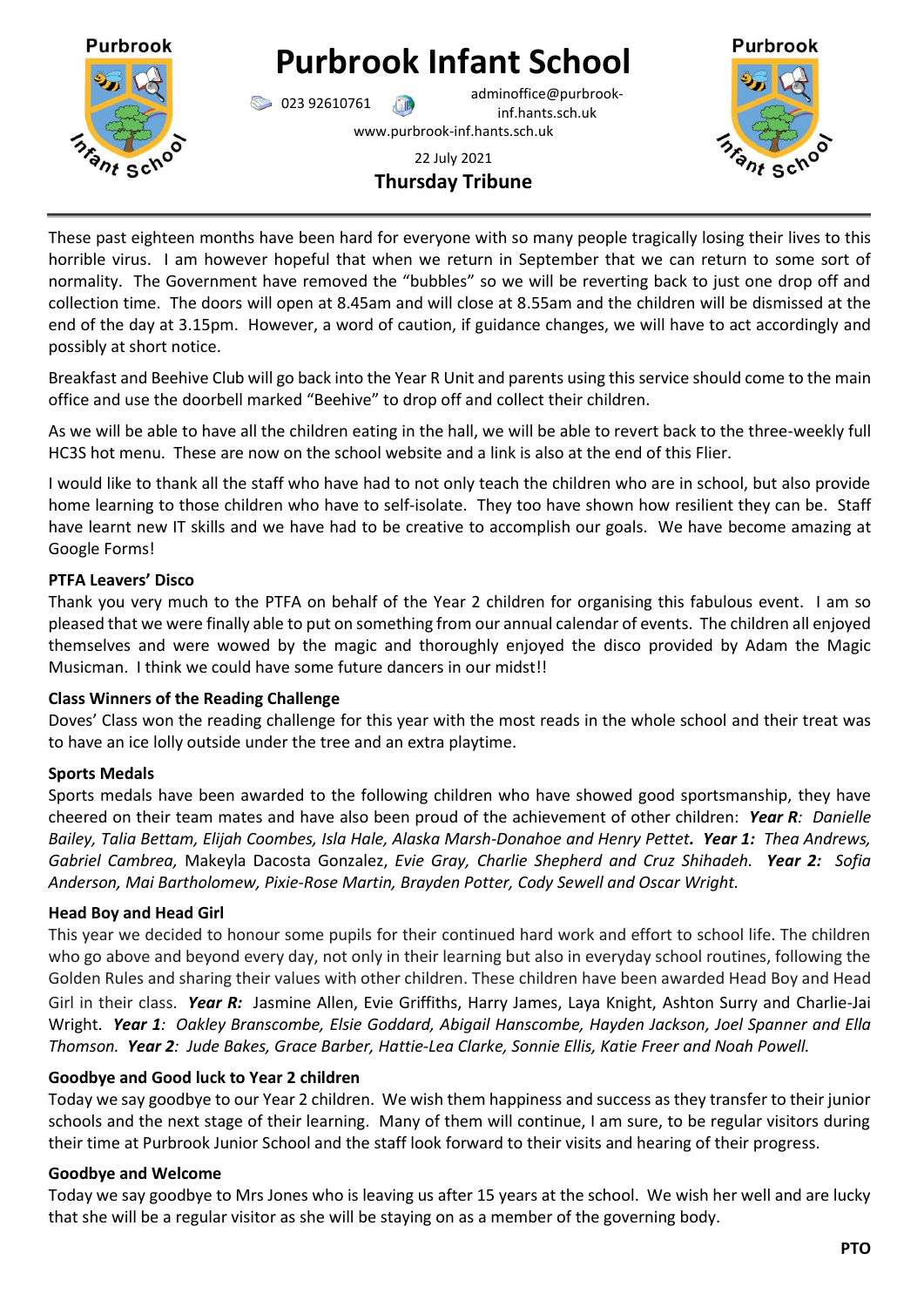# Purbrook Infant School

023 92610761 adminoffice@purbrook-inf.hants.sch.uk

www.purbrook-inf.hants.sch.uk

22 July 2021

**Thursday Tribune**

These past eighteen months have been hard for everyone with so many people tragically losing their lives to this horrible virus. I am however hopeful that when we return in September that we can return to some sort of normality. The Government have removed the "bubbles" so we will be reverting back to just one drop off and collection time. The doors will open at 8.45am and will close at 8.55am and the children will be dismissed at the end of the day at 3.15pm. However, a word of caution, if guidance changes, we will have to act accordingly and possibly at short notice.

Breakfast and Beehive Club will go back into the Year R Unit and parents using this service should come to the main office and use the doorbell marked "Beehive" to drop off and collect their children.

As we will be able to have all the children eating in the hall, we will be able to revert back to the three-weekly full HC3S hot menu. These are now on the school website and a link is also at the end of this Flier.

I would like to thank all the staff who have had to not only teach the children who are in school, but also provide home learning to those children who have to self-isolate. They too have shown how resilient they can be. Staff have learnt new IT skills and we have had to be creative to accomplish our goals. We have become amazing at Google Forms!

**PTFA Leavers' Disco**

Thank you very much to the PTFA on behalf of the Year 2 children for organising this fabulous event. I am so pleased that we were finally able to put on something from our annual calendar of events. The children all enjoyed themselves and were wowed by the magic and thoroughly enjoyed the disco provided by Adam the Magic Musicman. I think we could have some future dancers in our midst!!

**Class Winners of the Reading Challenge**

Doves' Class won the reading challenge for this year with the most reads in the whole school and their treat was to have an ice lolly outside under the tree and an extra playtime.

**Sports Medals**

Sports medals have been awarded to the following children who have showed good sportsmanship, they have cheered on their team mates and have also been proud of the achievement of other children: ***Year R**: Danielle Bailey, Talia Bettam, Elijah Coombes, Isla Hale, Alaska Marsh-Donahoe and Henry Pettet*. ***Year 1:** Thea Andrews, Gabriel Cambrea,* Makeyla Dacosta Gonzalez, *Evie Gray, Charlie Shepherd and Cruz Shihadeh.* ***Year 2:** Sofia Anderson, Mai Bartholomew, Pixie-Rose Martin, Brayden Potter, Cody Sewell and Oscar Wright.*

**Head Boy and Head Girl**

This year we decided to honour some pupils for their continued hard work and effort to school life. The children who go above and beyond every day, not only in their learning but also in everyday school routines, following the Golden Rules and sharing their values with other children. These children have been awarded Head Boy and Head Girl in their class. ***Year R:*** Jasmine Allen, Evie Griffiths, Harry James, Laya Knight, Ashton Surry and Charlie-Jai Wright. ***Year 1**: Oakley Branscombe, Elsie Goddard, Abigail Hanscombe, Hayden Jackson, Joel Spanner and Ella Thomson.* ***Year 2**: Jude Bakes, Grace Barber, Hattie-Lea Clarke, Sonnie Ellis, Katie Freer and Noah Powell.*

**Goodbye and Good luck to Year 2 children**

Today we say goodbye to our Year 2 children. We wish them happiness and success as they transfer to their junior schools and the next stage of their learning. Many of them will continue, I am sure, to be regular visitors during their time at Purbrook Junior School and the staff look forward to their visits and hearing of their progress.

**Goodbye and Welcome**

Today we say goodbye to Mrs Jones who is leaving us after 15 years at the school. We wish her well and are lucky that she will be a regular visitor as she will be staying on as a member of the governing body.

**PTO**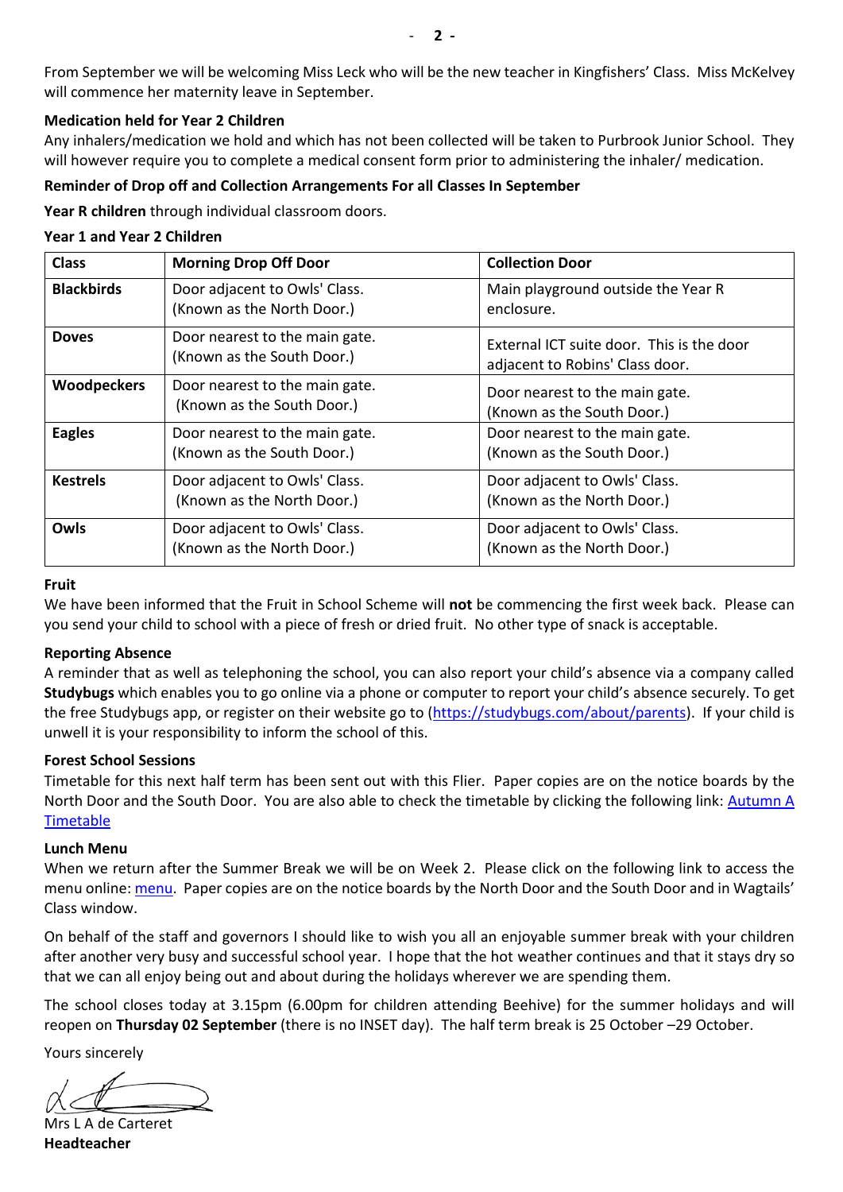From September we will be welcoming Miss Leck who will be the new teacher in Kingfishers' Class. Miss McKelvey will commence her maternity leave in September.

**Medication held for Year 2 Children**

Any inhalers/medication we hold and which has not been collected will be taken to Purbrook Junior School. They will however require you to complete a medical consent form prior to administering the inhaler/ medication.

**Reminder of Drop off and Collection Arrangements For all Classes In September**

**Year R children** through individual classroom doors.

**Year 1 and Year 2 Children**

| Class | Morning Drop Off Door | Collection Door |
|---|---|---|
| **Blackbirds** | Door adjacent to Owls' Class. (Known as the North Door.) | Main playground outside the Year R enclosure. |
| **Doves** | Door nearest to the main gate. (Known as the South Door.) | External ICT suite door. This is the door adjacent to Robins' Class door. |
| **Woodpeckers** | Door nearest to the main gate. (Known as the South Door.) | Door nearest to the main gate. (Known as the South Door.) |
| **Eagles** | Door nearest to the main gate. (Known as the South Door.) | Door nearest to the main gate. (Known as the South Door.) |
| **Kestrels** | Door adjacent to Owls' Class. (Known as the North Door.) | Door adjacent to Owls' Class. (Known as the North Door.) |
| **Owls** | Door adjacent to Owls' Class. (Known as the North Door.) | Door adjacent to Owls' Class. (Known as the North Door.) |

**Fruit**

We have been informed that the Fruit in School Scheme will **not** be commencing the first week back. Please can you send your child to school with a piece of fresh or dried fruit. No other type of snack is acceptable.

**Reporting Absence**

A reminder that as well as telephoning the school, you can also report your child's absence via a company called **Studybugs** which enables you to go online via a phone or computer to report your child's absence securely. To get the free Studybugs app, or register on their website go to (https://studybugs.com/about/parents). If your child is unwell it is your responsibility to inform the school of this.

**Forest School Sessions**

Timetable for this next half term has been sent out with this Flier. Paper copies are on the notice boards by the North Door and the South Door. You are also able to check the timetable by clicking the following link: Autumn A Timetable

**Lunch Menu**

When we return after the Summer Break we will be on Week 2. Please click on the following link to access the menu online: menu. Paper copies are on the notice boards by the North Door and the South Door and in Wagtails' Class window.

On behalf of the staff and governors I should like to wish you all an enjoyable summer break with your children after another very busy and successful school year. I hope that the hot weather continues and that it stays dry so that we can all enjoy being out and about during the holidays wherever we are spending them.

The school closes today at 3.15pm (6.00pm for children attending Beehive) for the summer holidays and will reopen on **Thursday 02 September** (there is no INSET day). The half term break is 25 October –29 October.

Yours sincerely

Mrs L A de Carteret
**Headteacher**